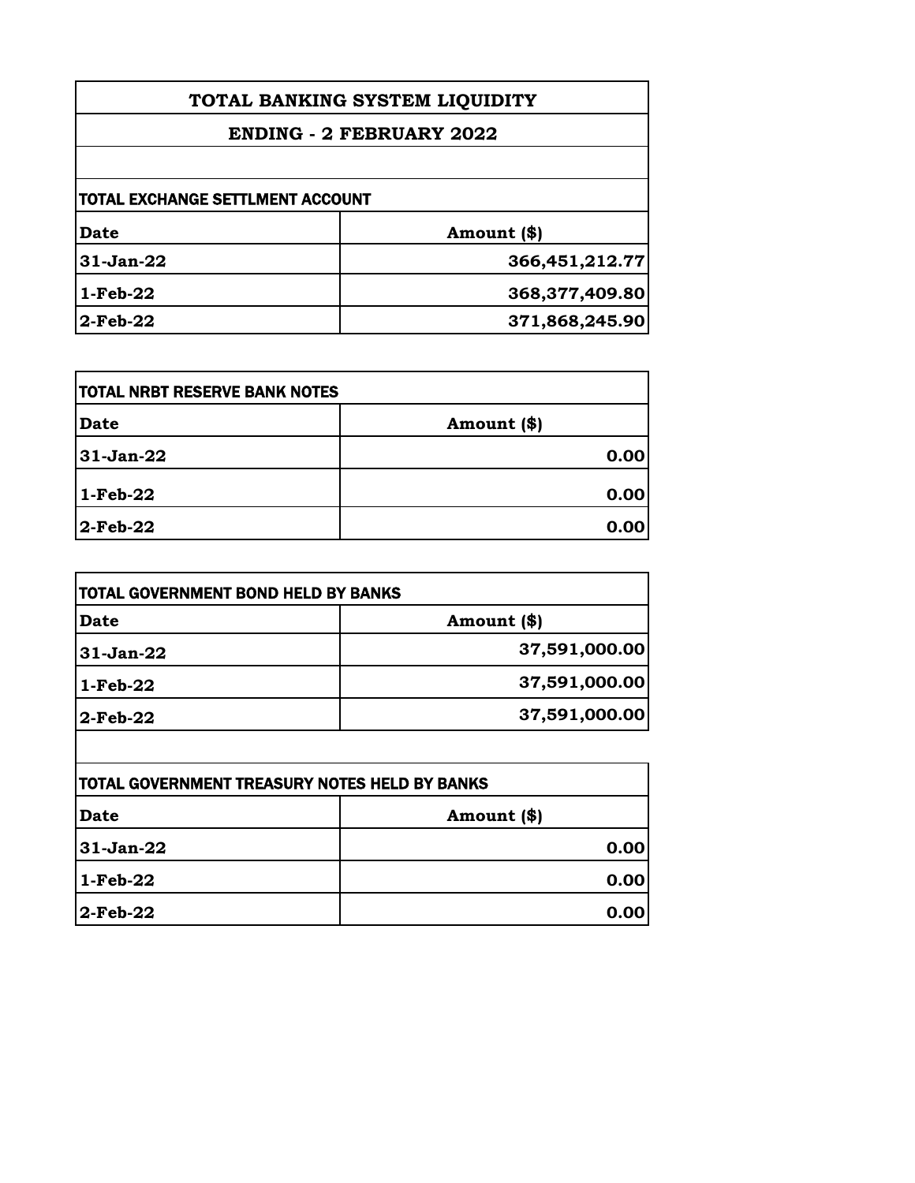# TOTAL BANKING SYSTEM LIQUIDITY

## ENDING - 2 FEBRUARY 2022

### TOTAL EXCHANGE SETTLMENT ACCOUNT

| Date | Amount ($) |
|---|---|
| 31-Jan-22 | 366,451,212.77 |
| 1-Feb-22 | 368,377,409.80 |
| 2-Feb-22 | 371,868,245.90 |

### TOTAL NRBT RESERVE BANK NOTES

| Date | Amount ($) |
|---|---|
| 31-Jan-22 | 0.00 |
| 1-Feb-22 | 0.00 |
| 2-Feb-22 | 0.00 |

### TOTAL GOVERNMENT BOND HELD BY BANKS

| Date | Amount ($) |
|---|---|
| 31-Jan-22 | 37,591,000.00 |
| 1-Feb-22 | 37,591,000.00 |
| 2-Feb-22 | 37,591,000.00 |

### TOTAL GOVERNMENT TREASURY NOTES HELD BY BANKS

| Date | Amount ($) |
|---|---|
| 31-Jan-22 | 0.00 |
| 1-Feb-22 | 0.00 |
| 2-Feb-22 | 0.00 |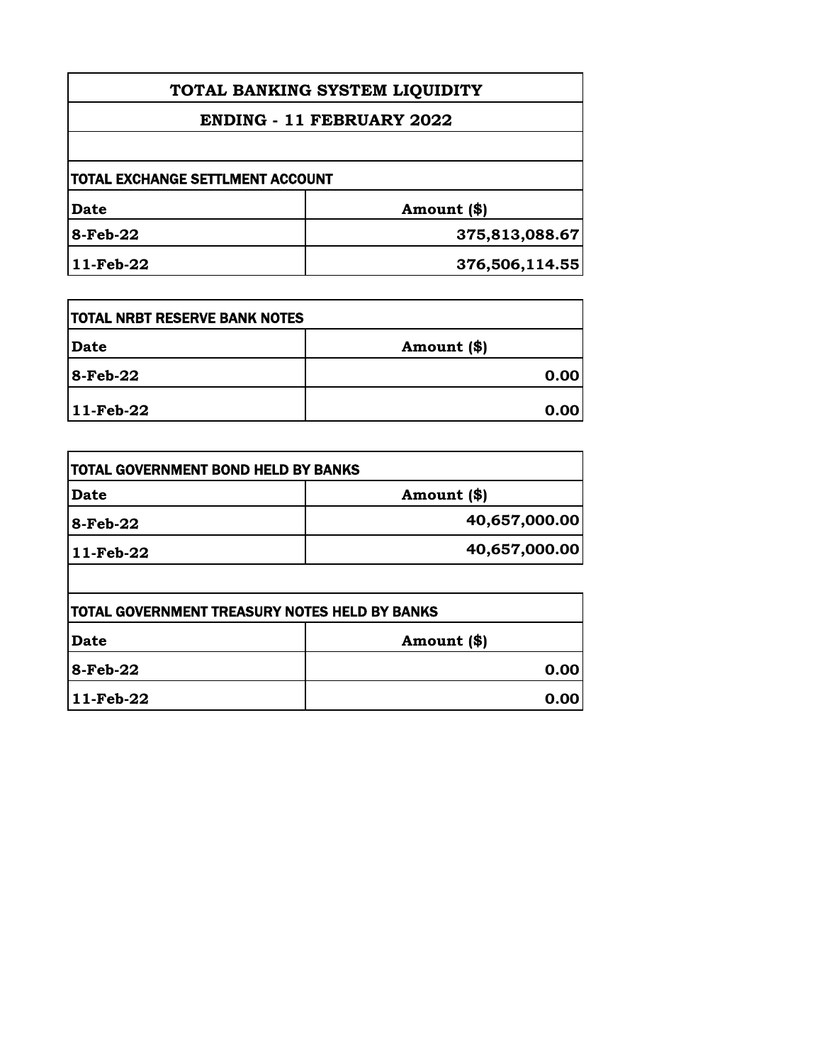# TOTAL BANKING SYSTEM LIQUIDITY

## ENDING - 11 FEBRUARY 2022

**TOTAL EXCHANGE SETTLMENT ACCOUNT**

| Date | Amount ($) |
|---|---|
| 8-Feb-22 | 375,813,088.67 |
| 11-Feb-22 | 376,506,114.55 |

**TOTAL NRBT RESERVE BANK NOTES**

| Date | Amount ($) |
|---|---|
| 8-Feb-22 | 0.00 |
| 11-Feb-22 | 0.00 |

**TOTAL GOVERNMENT BOND HELD BY BANKS**

| Date | Amount ($) |
|---|---|
| 8-Feb-22 | 40,657,000.00 |
| 11-Feb-22 | 40,657,000.00 |

**TOTAL GOVERNMENT TREASURY NOTES HELD BY BANKS**

| Date | Amount ($) |
|---|---|
| 8-Feb-22 | 0.00 |
| 11-Feb-22 | 0.00 |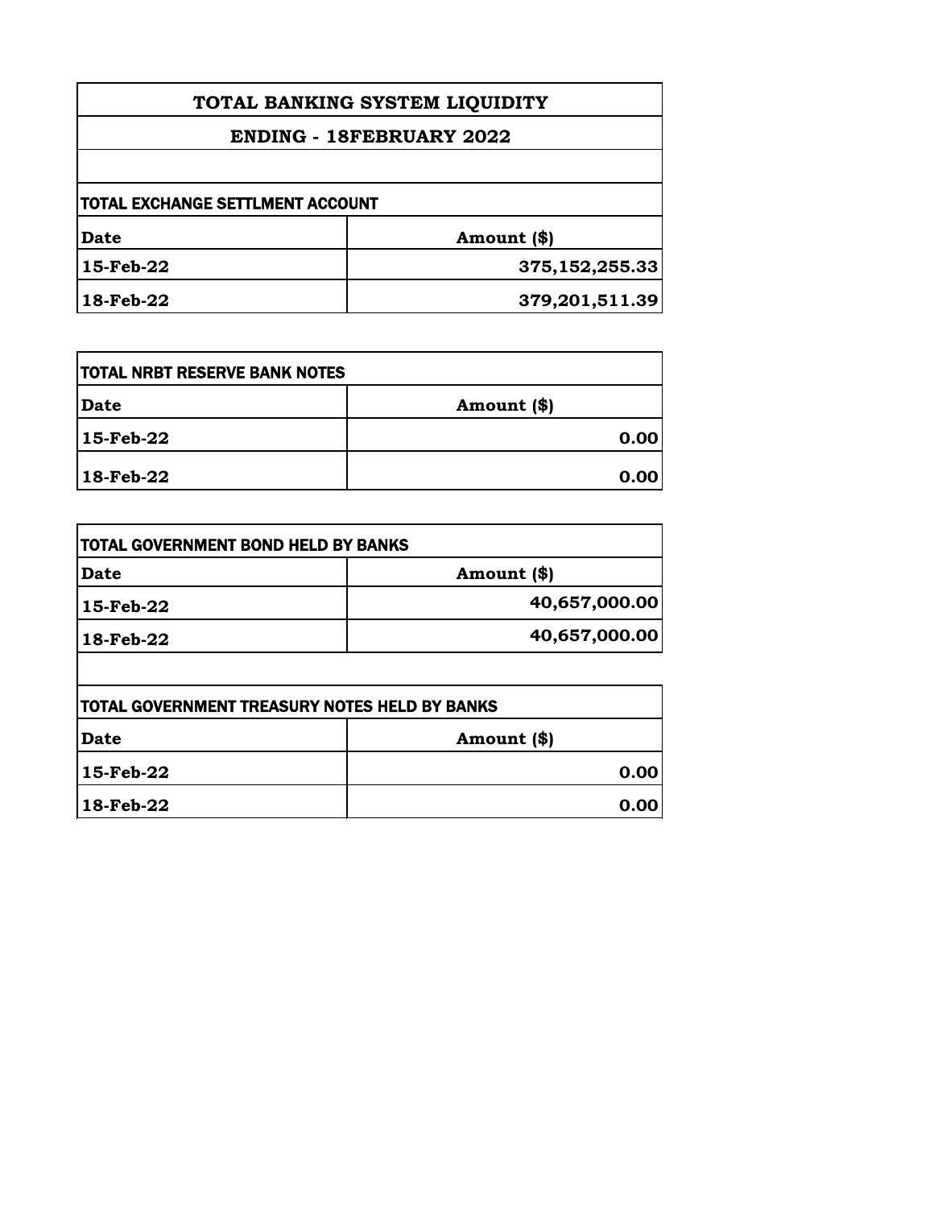# TOTAL BANKING SYSTEM LIQUIDITY

## ENDING - 18FEBRUARY 2022

| TOTAL EXCHANGE SETTLMENT ACCOUNT | |
|---|---|
| **Date** | **Amount ($)** |
| **15-Feb-22** | **375,152,255.33** |
| **18-Feb-22** | **379,201,511.39** |

| TOTAL NRBT RESERVE BANK NOTES | |
|---|---|
| **Date** | **Amount ($)** |
| **15-Feb-22** | **0.00** |
| **18-Feb-22** | **0.00** |

| TOTAL GOVERNMENT BOND HELD BY BANKS | |
|---|---|
| **Date** | **Amount ($)** |
| **15-Feb-22** | **40,657,000.00** |
| **18-Feb-22** | **40,657,000.00** |

| TOTAL GOVERNMENT TREASURY NOTES HELD BY BANKS | |
|---|---|
| **Date** | **Amount ($)** |
| **15-Feb-22** | **0.00** |
| **18-Feb-22** | **0.00** |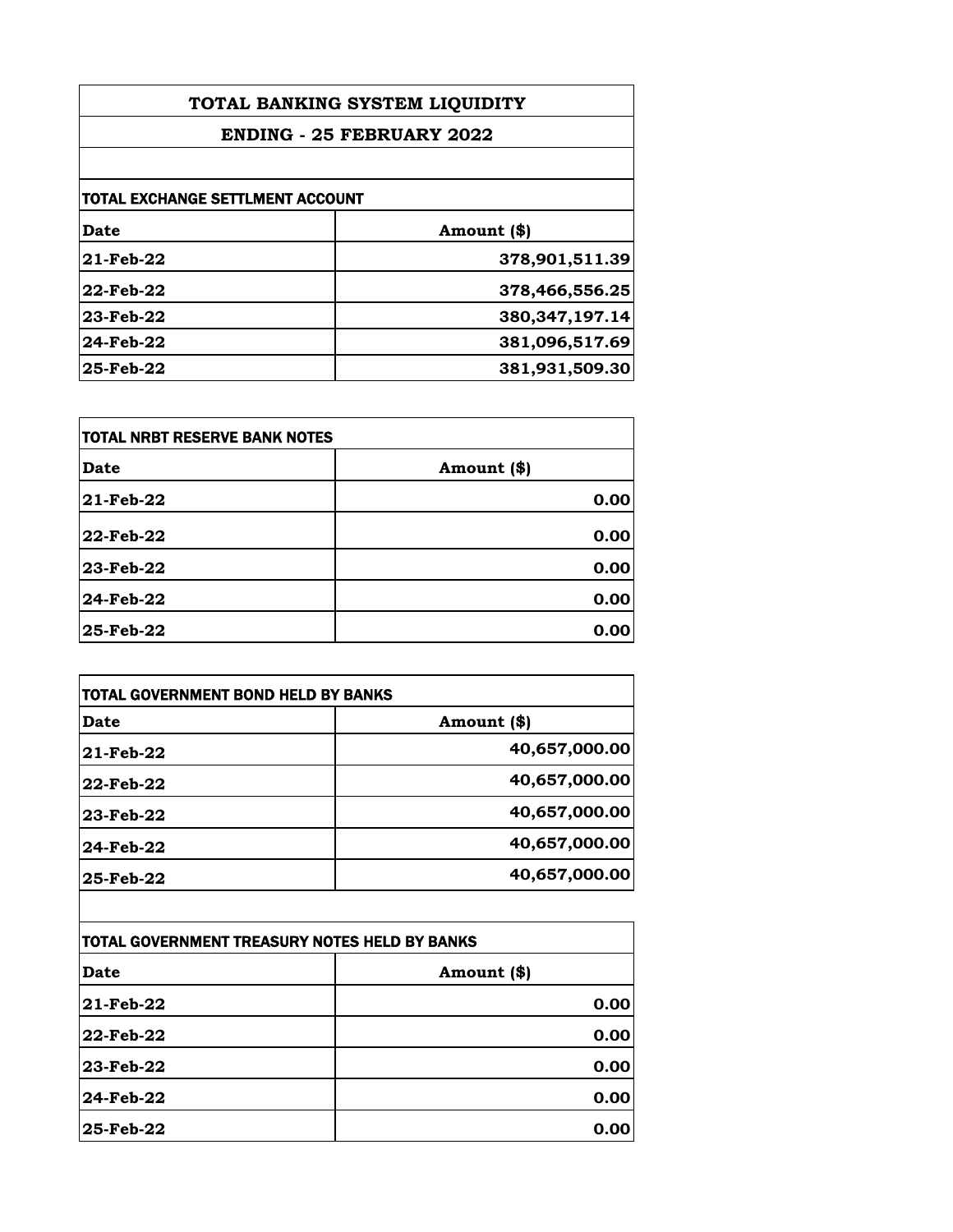# TOTAL BANKING SYSTEM LIQUIDITY

## ENDING - 25 FEBRUARY 2022

| TOTAL EXCHANGE SETTLMENT ACCOUNT | |
|---|---|
| **Date** | **Amount ($)** |
| 21-Feb-22 | 378,901,511.39 |
| 22-Feb-22 | 378,466,556.25 |
| 23-Feb-22 | 380,347,197.14 |
| 24-Feb-22 | 381,096,517.69 |
| 25-Feb-22 | 381,931,509.30 |

| TOTAL NRBT RESERVE BANK NOTES | |
|---|---|
| **Date** | **Amount ($)** |
| 21-Feb-22 | 0.00 |
| 22-Feb-22 | 0.00 |
| 23-Feb-22 | 0.00 |
| 24-Feb-22 | 0.00 |
| 25-Feb-22 | 0.00 |

| TOTAL GOVERNMENT BOND HELD BY BANKS | |
|---|---|
| **Date** | **Amount ($)** |
| 21-Feb-22 | 40,657,000.00 |
| 22-Feb-22 | 40,657,000.00 |
| 23-Feb-22 | 40,657,000.00 |
| 24-Feb-22 | 40,657,000.00 |
| 25-Feb-22 | 40,657,000.00 |

| TOTAL GOVERNMENT TREASURY NOTES HELD BY BANKS | |
|---|---|
| **Date** | **Amount ($)** |
| 21-Feb-22 | 0.00 |
| 22-Feb-22 | 0.00 |
| 23-Feb-22 | 0.00 |
| 24-Feb-22 | 0.00 |
| 25-Feb-22 | 0.00 |